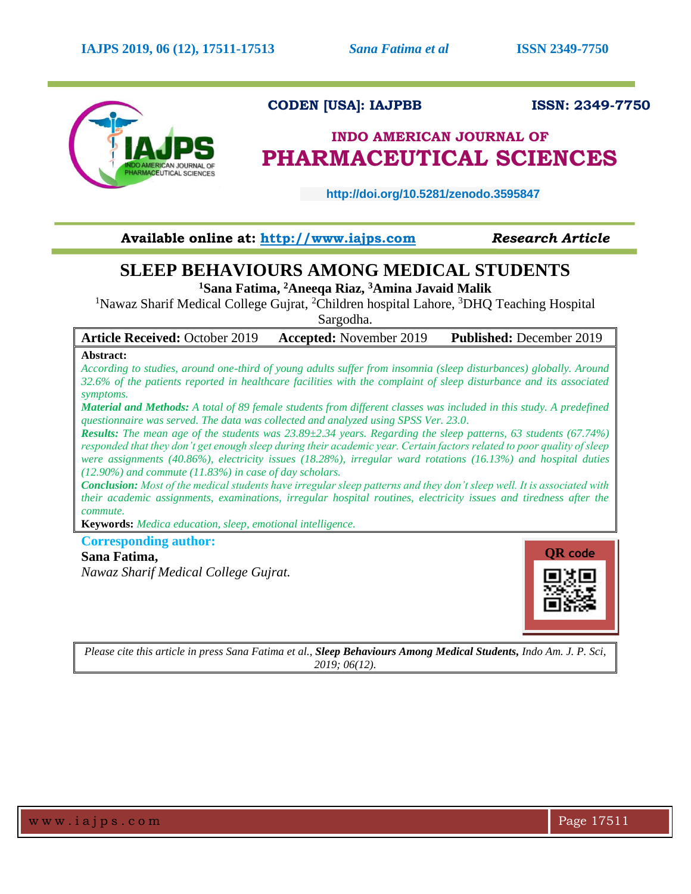CODEN [USA]: IAJPBB ISSN: 2349-7750

INDO AMERICAN JOURNAL OF PHARMACEUTICAL SCIENCES

http://doi.org/10.5281/zenodo.3595847

Available online at: http://www.iajps.com *Research Article*

# SLEEP BEHAVIOURS AMONG MEDICAL STUDENTS

**[1]Sana Fatima, [2]Aneeqa Riaz, [3]Amina Javaid Malik**

[1]Nawaz Sharif Medical College Gujrat, [2]Children hospital Lahore, [3]DHQ Teaching Hospital Sargodha.

**Article Received:** October 2019 **Accepted:** November 2019 **Published:** December 2019

**Abstract:**

*According to studies, around one-third of young adults suffer from insomnia (sleep disturbances) globally. Around 32.6% of the patients reported in healthcare facilities with the complaint of sleep disturbance and its associated symptoms.*

***Material and Methods:*** *A total of 89 female students from different classes was included in this study. A predefined questionnaire was served. The data was collected and analyzed using SPSS Ver. 23.0.*

***Results:*** *The mean age of the students was 23.89±2.34 years. Regarding the sleep patterns, 63 students (67.74%) responded that they don't get enough sleep during their academic year. Certain factors related to poor quality of sleep were assignments (40.86%), electricity issues (18.28%), irregular ward rotations (16.13%) and hospital duties (12.90%) and commute (11.83%) in case of day scholars.*

***Conclusion:*** *Most of the medical students have irregular sleep patterns and they don't sleep well. It is associated with their academic assignments, examinations, irregular hospital routines, electricity issues and tiredness after the commute.*

**Keywords:** *Medica education, sleep, emotional intelligence.*

**Corresponding author:**

**Sana Fatima,**

*Nawaz Sharif Medical College Gujrat.*

QR code

*Please cite this article in press Sana Fatima et al.,* ***Sleep Behaviours Among Medical Students,*** *Indo Am. J. P. Sci, 2019; 06(12).*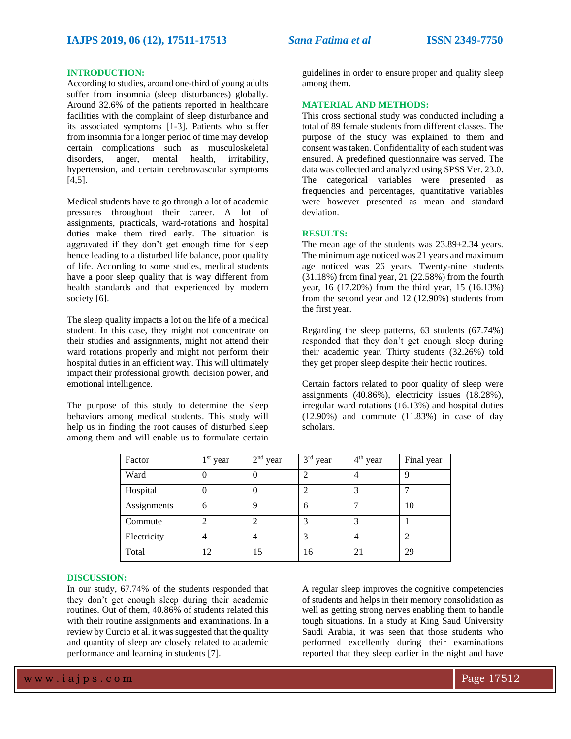## INTRODUCTION:

According to studies, around one-third of young adults suffer from insomnia (sleep disturbances) globally. Around 32.6% of the patients reported in healthcare facilities with the complaint of sleep disturbance and its associated symptoms [1-3]. Patients who suffer from insomnia for a longer period of time may develop certain complications such as musculoskeletal disorders, anger, mental health, irritability, hypertension, and certain cerebrovascular symptoms [4,5].

Medical students have to go through a lot of academic pressures throughout their career. A lot of assignments, practicals, ward-rotations and hospital duties make them tired early. The situation is aggravated if they don't get enough time for sleep hence leading to a disturbed life balance, poor quality of life. According to some studies, medical students have a poor sleep quality that is way different from health standards and that experienced by modern society [6].

The sleep quality impacts a lot on the life of a medical student. In this case, they might not concentrate on their studies and assignments, might not attend their ward rotations properly and might not perform their hospital duties in an efficient way. This will ultimately impact their professional growth, decision power, and emotional intelligence.

The purpose of this study to determine the sleep behaviors among medical students. This study will help us in finding the root causes of disturbed sleep among them and will enable us to formulate certain guidelines in order to ensure proper and quality sleep among them.

## MATERIAL AND METHODS:

This cross sectional study was conducted including a total of 89 female students from different classes. The purpose of the study was explained to them and consent was taken. Confidentiality of each student was ensured. A predefined questionnaire was served. The data was collected and analyzed using SPSS Ver. 23.0. The categorical variables were presented as frequencies and percentages, quantitative variables were however presented as mean and standard deviation.

## RESULTS:

The mean age of the students was 23.89±2.34 years. The minimum age noticed was 21 years and maximum age noticed was 26 years. Twenty-nine students (31.18%) from final year, 21 (22.58%) from the fourth year, 16 (17.20%) from the third year, 15 (16.13%) from the second year and 12 (12.90%) students from the first year.

Regarding the sleep patterns, 63 students (67.74%) responded that they don't get enough sleep during their academic year. Thirty students (32.26%) told they get proper sleep despite their hectic routines.

Certain factors related to poor quality of sleep were assignments (40.86%), electricity issues (18.28%), irregular ward rotations (16.13%) and hospital duties (12.90%) and commute (11.83%) in case of day scholars.

| Factor | 1st year | 2nd year | 3rd year | 4th year | Final year |
|---|---|---|---|---|---|
| Ward | 0 | 0 | 2 | 4 | 9 |
| Hospital | 0 | 0 | 2 | 3 | 7 |
| Assignments | 6 | 9 | 6 | 7 | 10 |
| Commute | 2 | 2 | 3 | 3 | 1 |
| Electricity | 4 | 4 | 3 | 4 | 2 |
| Total | 12 | 15 | 16 | 21 | 29 |

## DISCUSSION:

In our study, 67.74% of the students responded that they don't get enough sleep during their academic routines. Out of them, 40.86% of students related this with their routine assignments and examinations. In a review by Curcio et al. it was suggested that the quality and quantity of sleep are closely related to academic performance and learning in students [7].

A regular sleep improves the cognitive competencies of students and helps in their memory consolidation as well as getting strong nerves enabling them to handle tough situations. In a study at King Saud University Saudi Arabia, it was seen that those students who performed excellently during their examinations reported that they sleep earlier in the night and have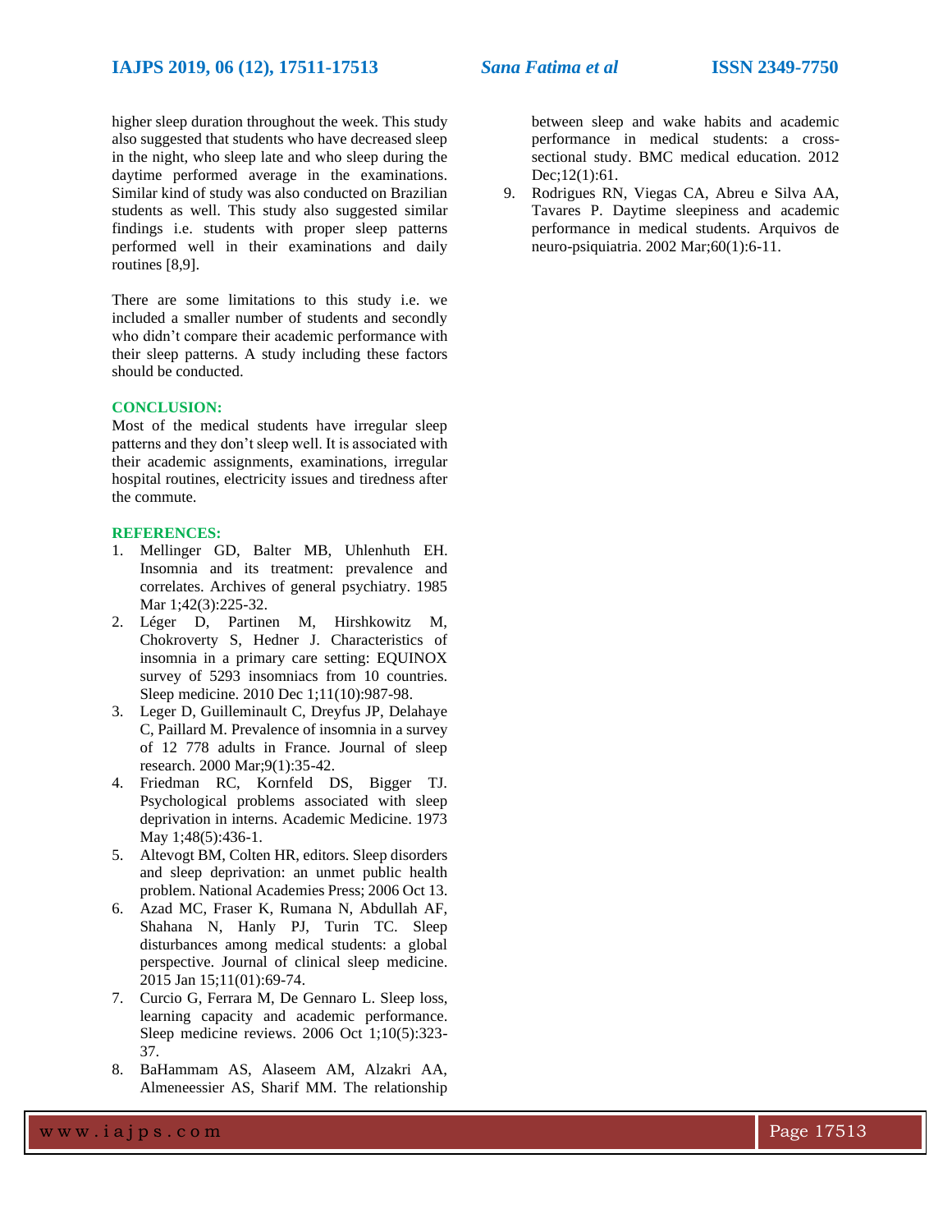higher sleep duration throughout the week. This study also suggested that students who have decreased sleep in the night, who sleep late and who sleep during the daytime performed average in the examinations. Similar kind of study was also conducted on Brazilian students as well. This study also suggested similar findings i.e. students with proper sleep patterns performed well in their examinations and daily routines [8,9].

There are some limitations to this study i.e. we included a smaller number of students and secondly who didn't compare their academic performance with their sleep patterns. A study including these factors should be conducted.

## CONCLUSION:

Most of the medical students have irregular sleep patterns and they don't sleep well. It is associated with their academic assignments, examinations, irregular hospital routines, electricity issues and tiredness after the commute.

## REFERENCES:

1. Mellinger GD, Balter MB, Uhlenhuth EH. Insomnia and its treatment: prevalence and correlates. Archives of general psychiatry. 1985 Mar 1;42(3):225-32.
2. Léger D, Partinen M, Hirshkowitz M, Chokroverty S, Hedner J. Characteristics of insomnia in a primary care setting: EQUINOX survey of 5293 insomniacs from 10 countries. Sleep medicine. 2010 Dec 1;11(10):987-98.
3. Leger D, Guilleminault C, Dreyfus JP, Delahaye C, Paillard M. Prevalence of insomnia in a survey of 12 778 adults in France. Journal of sleep research. 2000 Mar;9(1):35-42.
4. Friedman RC, Kornfeld DS, Bigger TJ. Psychological problems associated with sleep deprivation in interns. Academic Medicine. 1973 May 1;48(5):436-1.
5. Altevogt BM, Colten HR, editors. Sleep disorders and sleep deprivation: an unmet public health problem. National Academies Press; 2006 Oct 13.
6. Azad MC, Fraser K, Rumana N, Abdullah AF, Shahana N, Hanly PJ, Turin TC. Sleep disturbances among medical students: a global perspective. Journal of clinical sleep medicine. 2015 Jan 15;11(01):69-74.
7. Curcio G, Ferrara M, De Gennaro L. Sleep loss, learning capacity and academic performance. Sleep medicine reviews. 2006 Oct 1;10(5):323-37.
8. BaHammam AS, Alaseem AM, Alzakri AA, Almeneessier AS, Sharif MM. The relationship between sleep and wake habits and academic performance in medical students: a cross-sectional study. BMC medical education. 2012 Dec;12(1):61.
9. Rodrigues RN, Viegas CA, Abreu e Silva AA, Tavares P. Daytime sleepiness and academic performance in medical students. Arquivos de neuro-psiquiatria. 2002 Mar;60(1):6-11.